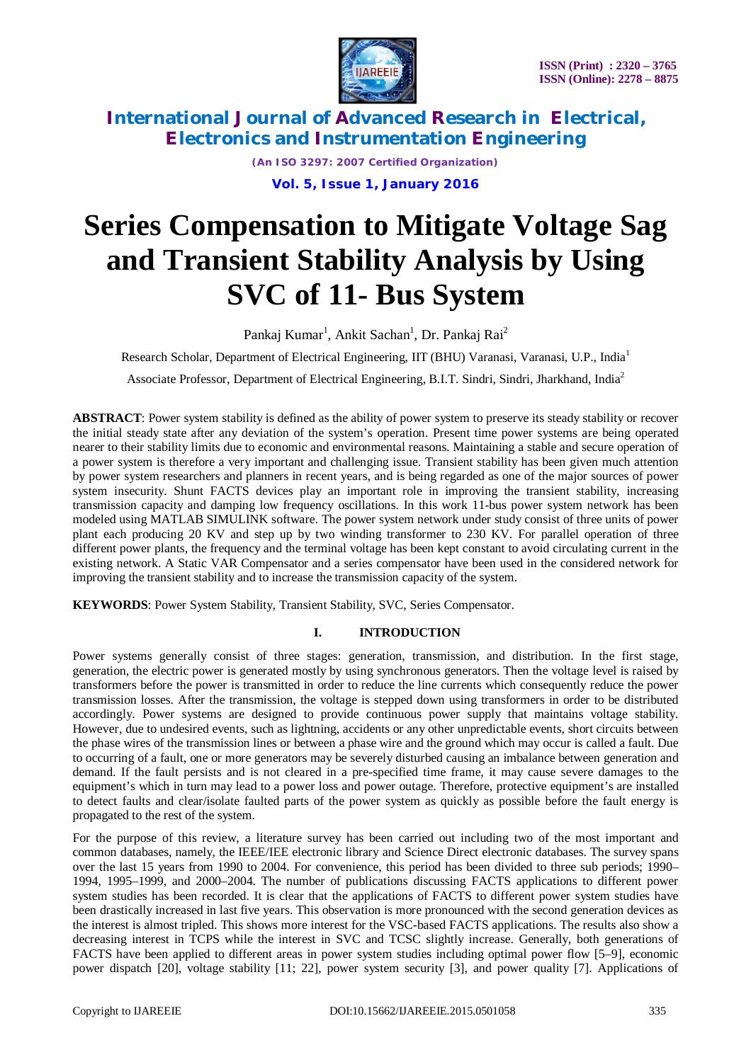# Series Compensation to Mitigate Voltage Sag and Transient Stability Analysis by Using SVC of 11- Bus System

Pankaj Kumar[1], Ankit Sachan[1], Dr. Pankaj Rai[2]

Research Scholar, Department of Electrical Engineering, IIT (BHU) Varanasi, Varanasi, U.P., India[1]

Associate Professor, Department of Electrical Engineering, B.I.T. Sindri, Sindri, Jharkhand, India[2]

**ABSTRACT**: Power system stability is defined as the ability of power system to preserve its steady stability or recover the initial steady state after any deviation of the system's operation. Present time power systems are being operated nearer to their stability limits due to economic and environmental reasons. Maintaining a stable and secure operation of a power system is therefore a very important and challenging issue. Transient stability has been given much attention by power system researchers and planners in recent years, and is being regarded as one of the major sources of power system insecurity. Shunt FACTS devices play an important role in improving the transient stability, increasing transmission capacity and damping low frequency oscillations. In this work 11-bus power system network has been modeled using MATLAB SIMULINK software. The power system network under study consist of three units of power plant each producing 20 KV and step up by two winding transformer to 230 KV. For parallel operation of three different power plants, the frequency and the terminal voltage has been kept constant to avoid circulating current in the existing network. A Static VAR Compensator and a series compensator have been used in the considered network for improving the transient stability and to increase the transmission capacity of the system.

**KEYWORDS**: Power System Stability, Transient Stability, SVC, Series Compensator.

## I. INTRODUCTION

Power systems generally consist of three stages: generation, transmission, and distribution. In the first stage, generation, the electric power is generated mostly by using synchronous generators. Then the voltage level is raised by transformers before the power is transmitted in order to reduce the line currents which consequently reduce the power transmission losses. After the transmission, the voltage is stepped down using transformers in order to be distributed accordingly. Power systems are designed to provide continuous power supply that maintains voltage stability. However, due to undesired events, such as lightning, accidents or any other unpredictable events, short circuits between the phase wires of the transmission lines or between a phase wire and the ground which may occur is called a fault. Due to occurring of a fault, one or more generators may be severely disturbed causing an imbalance between generation and demand. If the fault persists and is not cleared in a pre-specified time frame, it may cause severe damages to the equipment's which in turn may lead to a power loss and power outage. Therefore, protective equipment's are installed to detect faults and clear/isolate faulted parts of the power system as quickly as possible before the fault energy is propagated to the rest of the system.

For the purpose of this review, a literature survey has been carried out including two of the most important and common databases, namely, the IEEE/IEE electronic library and Science Direct electronic databases. The survey spans over the last 15 years from 1990 to 2004. For convenience, this period has been divided to three sub periods; 1990–1994, 1995–1999, and 2000–2004. The number of publications discussing FACTS applications to different power system studies has been recorded. It is clear that the applications of FACTS to different power system studies have been drastically increased in last five years. This observation is more pronounced with the second generation devices as the interest is almost tripled. This shows more interest for the VSC-based FACTS applications. The results also show a decreasing interest in TCPS while the interest in SVC and TCSC slightly increase. Generally, both generations of FACTS have been applied to different areas in power system studies including optimal power flow [5–9], economic power dispatch [20], voltage stability [11; 22], power system security [3], and power quality [7]. Applications of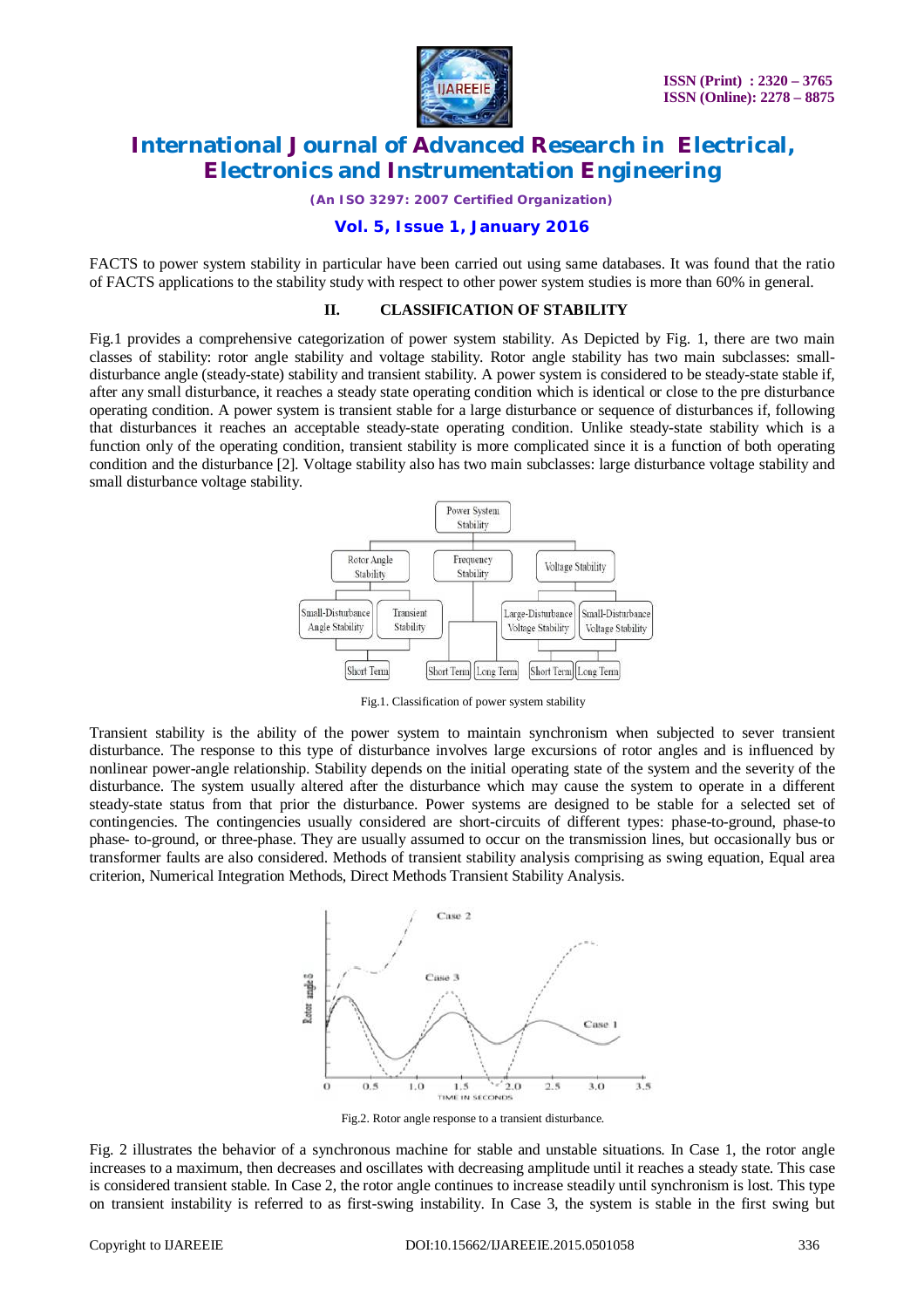FACTS to power system stability in particular have been carried out using same databases. It was found that the ratio of FACTS applications to the stability study with respect to other power system studies is more than 60% in general.

## II. CLASSIFICATION OF STABILITY

Fig.1 provides a comprehensive categorization of power system stability. As Depicted by Fig. 1, there are two main classes of stability: rotor angle stability and voltage stability. Rotor angle stability has two main subclasses: small-disturbance angle (steady-state) stability and transient stability. A power system is considered to be steady-state stable if, after any small disturbance, it reaches a steady state operating condition which is identical or close to the pre disturbance operating condition. A power system is transient stable for a large disturbance or sequence of disturbances if, following that disturbances it reaches an acceptable steady-state operating condition. Unlike steady-state stability which is a function only of the operating condition, transient stability is more complicated since it is a function of both operating condition and the disturbance [2]. Voltage stability also has two main subclasses: large disturbance voltage stability and small disturbance voltage stability.

Fig.1. Classification of power system stability

Transient stability is the ability of the power system to maintain synchronism when subjected to sever transient disturbance. The response to this type of disturbance involves large excursions of rotor angles and is influenced by nonlinear power-angle relationship. Stability depends on the initial operating state of the system and the severity of the disturbance. The system usually altered after the disturbance which may cause the system to operate in a different steady-state status from that prior the disturbance. Power systems are designed to be stable for a selected set of contingencies. The contingencies usually considered are short-circuits of different types: phase-to-ground, phase-to phase- to-ground, or three-phase. They are usually assumed to occur on the transmission lines, but occasionally bus or transformer faults are also considered. Methods of transient stability analysis comprising as swing equation, Equal area criterion, Numerical Integration Methods, Direct Methods Transient Stability Analysis.

Fig.2. Rotor angle response to a transient disturbance.

Fig. 2 illustrates the behavior of a synchronous machine for stable and unstable situations. In Case 1, the rotor angle increases to a maximum, then decreases and oscillates with decreasing amplitude until it reaches a steady state. This case is considered transient stable. In Case 2, the rotor angle continues to increase steadily until synchronism is lost. This type on transient instability is referred to as first-swing instability. In Case 3, the system is stable in the first swing but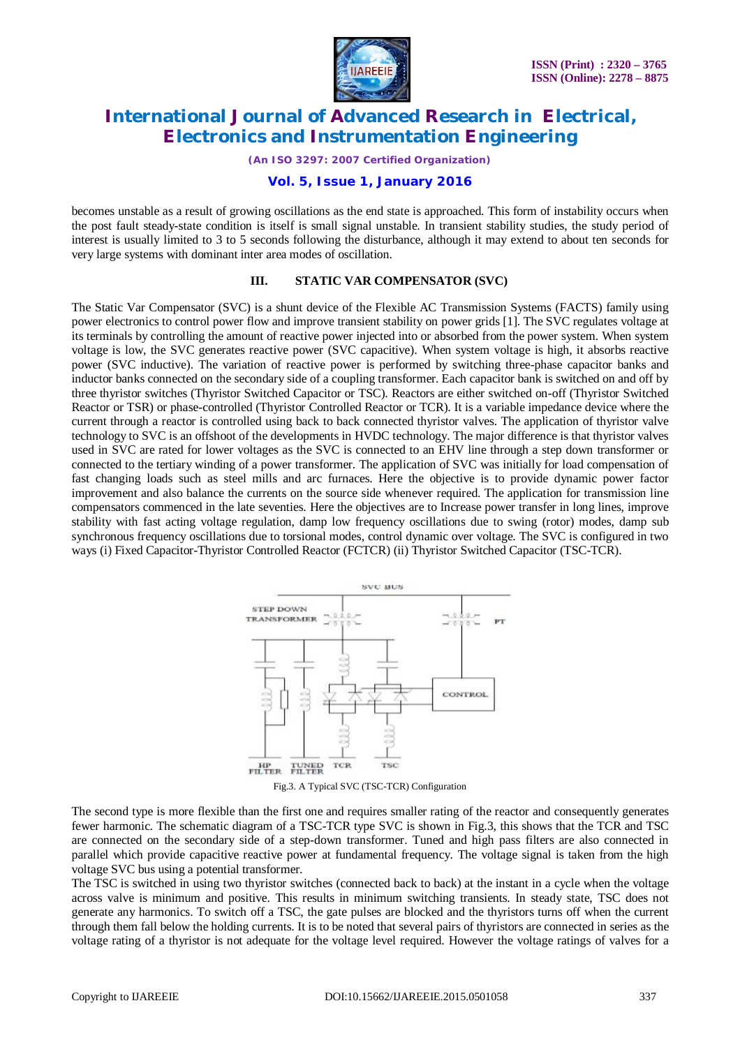becomes unstable as a result of growing oscillations as the end state is approached. This form of instability occurs when the post fault steady-state condition is itself is small signal unstable. In transient stability studies, the study period of interest is usually limited to 3 to 5 seconds following the disturbance, although it may extend to about ten seconds for very large systems with dominant inter area modes of oscillation.

## III. STATIC VAR COMPENSATOR (SVC)

The Static Var Compensator (SVC) is a shunt device of the Flexible AC Transmission Systems (FACTS) family using power electronics to control power flow and improve transient stability on power grids [1]. The SVC regulates voltage at its terminals by controlling the amount of reactive power injected into or absorbed from the power system. When system voltage is low, the SVC generates reactive power (SVC capacitive). When system voltage is high, it absorbs reactive power (SVC inductive). The variation of reactive power is performed by switching three-phase capacitor banks and inductor banks connected on the secondary side of a coupling transformer. Each capacitor bank is switched on and off by three thyristor switches (Thyristor Switched Capacitor or TSC). Reactors are either switched on-off (Thyristor Switched Reactor or TSR) or phase-controlled (Thyristor Controlled Reactor or TCR). It is a variable impedance device where the current through a reactor is controlled using back to back connected thyristor valves. The application of thyristor valve technology to SVC is an offshoot of the developments in HVDC technology. The major difference is that thyristor valves used in SVC are rated for lower voltages as the SVC is connected to an EHV line through a step down transformer or connected to the tertiary winding of a power transformer. The application of SVC was initially for load compensation of fast changing loads such as steel mills and arc furnaces. Here the objective is to provide dynamic power factor improvement and also balance the currents on the source side whenever required. The application for transmission line compensators commenced in the late seventies. Here the objectives are to Increase power transfer in long lines, improve stability with fast acting voltage regulation, damp low frequency oscillations due to swing (rotor) modes, damp sub synchronous frequency oscillations due to torsional modes, control dynamic over voltage. The SVC is configured in two ways (i) Fixed Capacitor-Thyristor Controlled Reactor (FCTCR) (ii) Thyristor Switched Capacitor (TSC-TCR).

Fig.3. A Typical SVC (TSC-TCR) Configuration

The second type is more flexible than the first one and requires smaller rating of the reactor and consequently generates fewer harmonic. The schematic diagram of a TSC-TCR type SVC is shown in Fig.3, this shows that the TCR and TSC are connected on the secondary side of a step-down transformer. Tuned and high pass filters are also connected in parallel which provide capacitive reactive power at fundamental frequency. The voltage signal is taken from the high voltage SVC bus using a potential transformer.

The TSC is switched in using two thyristor switches (connected back to back) at the instant in a cycle when the voltage across valve is minimum and positive. This results in minimum switching transients. In steady state, TSC does not generate any harmonics. To switch off a TSC, the gate pulses are blocked and the thyristors turns off when the current through them fall below the holding currents. It is to be noted that several pairs of thyristors are connected in series as the voltage rating of a thyristor is not adequate for the voltage level required. However the voltage ratings of valves for a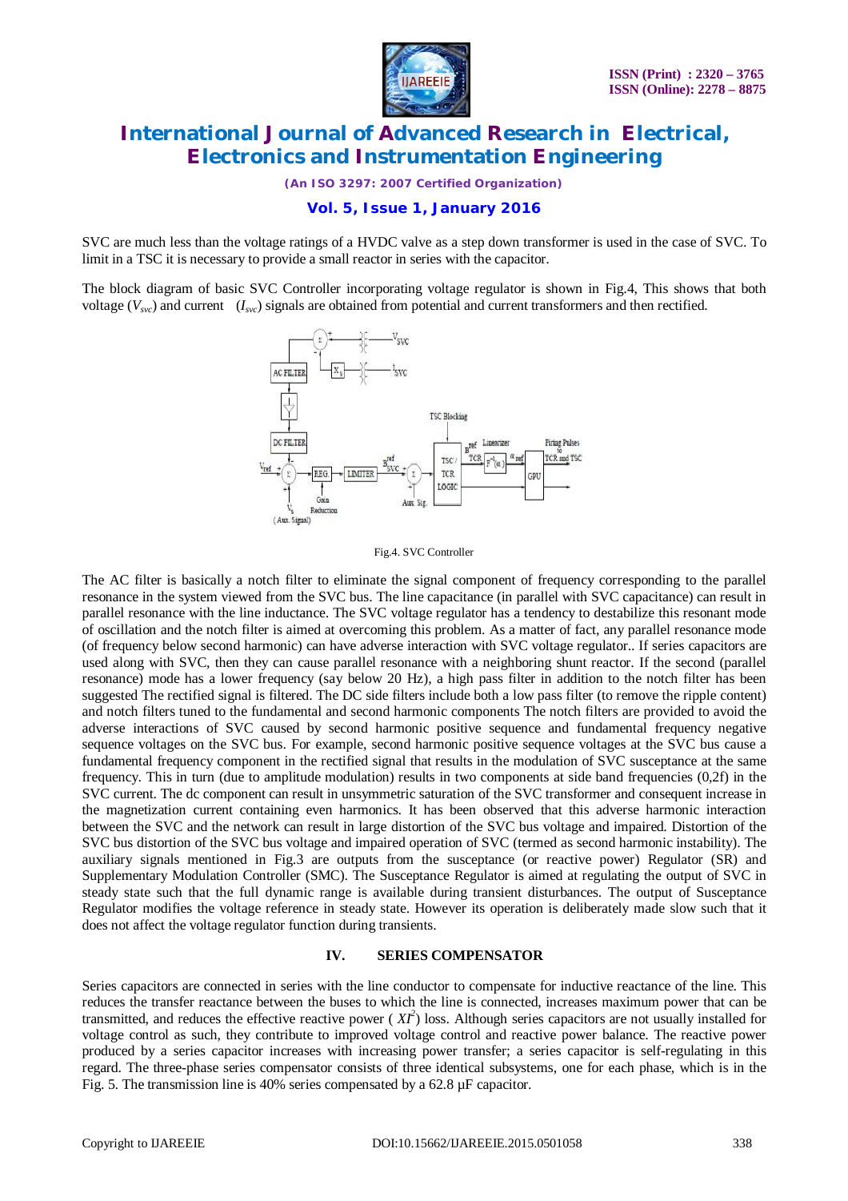SVC are much less than the voltage ratings of a HVDC valve as a step down transformer is used in the case of SVC. To limit in a TSC it is necessary to provide a small reactor in series with the capacitor.

The block diagram of basic SVC Controller incorporating voltage regulator is shown in Fig.4, This shows that both voltage ($V_{svc}$) and current ($I_{svc}$) signals are obtained from potential and current transformers and then rectified.

Fig.4. SVC Controller

The AC filter is basically a notch filter to eliminate the signal component of frequency corresponding to the parallel resonance in the system viewed from the SVC bus. The line capacitance (in parallel with SVC capacitance) can result in parallel resonance with the line inductance. The SVC voltage regulator has a tendency to destabilize this resonant mode of oscillation and the notch filter is aimed at overcoming this problem. As a matter of fact, any parallel resonance mode (of frequency below second harmonic) can have adverse interaction with SVC voltage regulator.. If series capacitors are used along with SVC, then they can cause parallel resonance with a neighboring shunt reactor. If the second (parallel resonance) mode has a lower frequency (say below 20 Hz), a high pass filter in addition to the notch filter has been suggested The rectified signal is filtered. The DC side filters include both a low pass filter (to remove the ripple content) and notch filters tuned to the fundamental and second harmonic components The notch filters are provided to avoid the adverse interactions of SVC caused by second harmonic positive sequence and fundamental frequency negative sequence voltages on the SVC bus. For example, second harmonic positive sequence voltages at the SVC bus cause a fundamental frequency component in the rectified signal that results in the modulation of SVC susceptance at the same frequency. This in turn (due to amplitude modulation) results in two components at side band frequencies (0,2f) in the SVC current. The dc component can result in unsymmetric saturation of the SVC transformer and consequent increase in the magnetization current containing even harmonics. It has been observed that this adverse harmonic interaction between the SVC and the network can result in large distortion of the SVC bus voltage and impaired. Distortion of the SVC bus distortion of the SVC bus voltage and impaired operation of SVC (termed as second harmonic instability). The auxiliary signals mentioned in Fig.3 are outputs from the susceptance (or reactive power) Regulator (SR) and Supplementary Modulation Controller (SMC). The Susceptance Regulator is aimed at regulating the output of SVC in steady state such that the full dynamic range is available during transient disturbances. The output of Susceptance Regulator modifies the voltage reference in steady state. However its operation is deliberately made slow such that it does not affect the voltage regulator function during transients.

## IV. SERIES COMPENSATOR

Series capacitors are connected in series with the line conductor to compensate for inductive reactance of the line. This reduces the transfer reactance between the buses to which the line is connected, increases maximum power that can be transmitted, and reduces the effective reactive power ( $XI^2$) loss. Although series capacitors are not usually installed for voltage control as such, they contribute to improved voltage control and reactive power balance. The reactive power produced by a series capacitor increases with increasing power transfer; a series capacitor is self-regulating in this regard. The three-phase series compensator consists of three identical subsystems, one for each phase, which is in the Fig. 5. The transmission line is 40% series compensated by a 62.8 µF capacitor.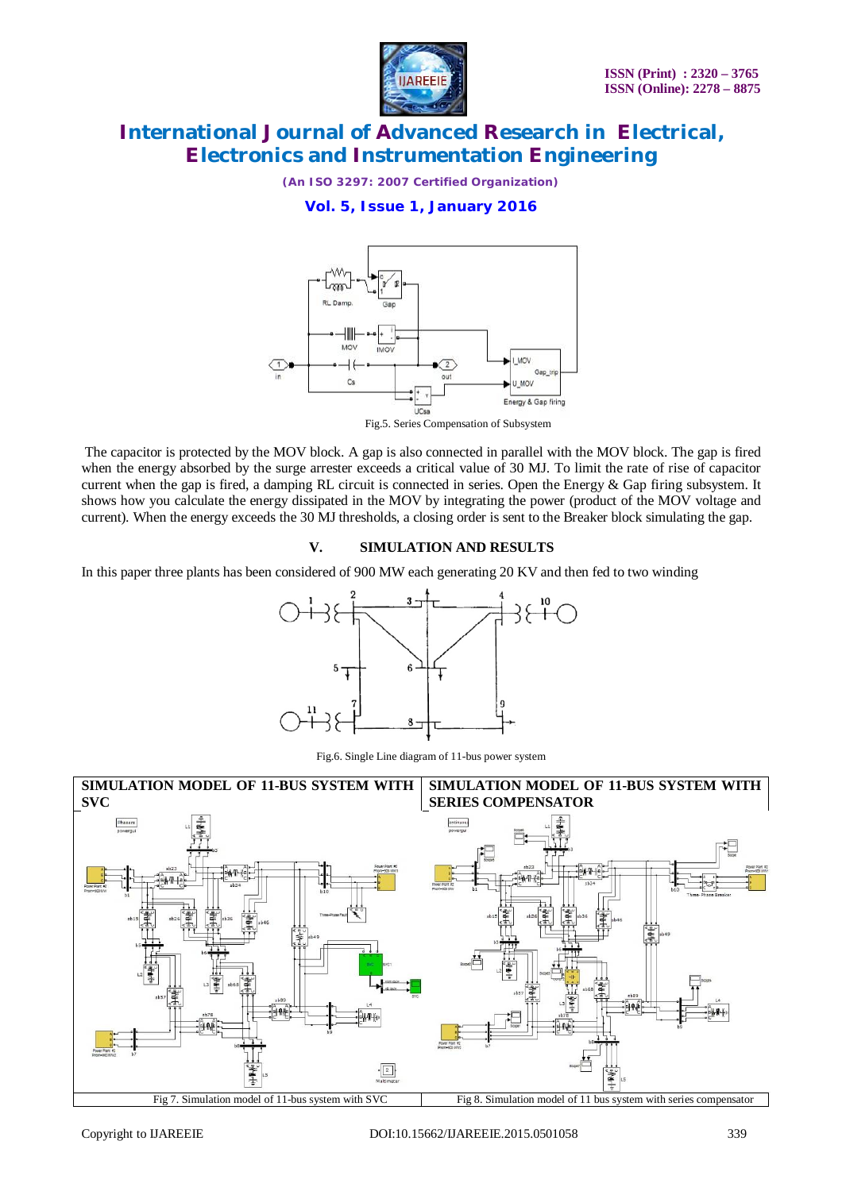Fig.5. Series Compensation of Subsystem

The capacitor is protected by the MOV block. A gap is also connected in parallel with the MOV block. The gap is fired when the energy absorbed by the surge arrester exceeds a critical value of 30 MJ. To limit the rate of rise of capacitor current when the gap is fired, a damping RL circuit is connected in series. Open the Energy & Gap firing subsystem. It shows how you calculate the energy dissipated in the MOV by integrating the power (product of the MOV voltage and current). When the energy exceeds the 30 MJ thresholds, a closing order is sent to the Breaker block simulating the gap.

## V. SIMULATION AND RESULTS

In this paper three plants has been considered of 900 MW each generating 20 KV and then fed to two winding

Fig.6. Single Line diagram of 11-bus power system

| SIMULATION MODEL OF 11-BUS SYSTEM WITH SVC | SIMULATION MODEL OF 11-BUS SYSTEM WITH SERIES COMPENSATOR |
|---|---|
| Fig 7. Simulation model of 11-bus system with SVC | Fig 8. Simulation model of 11 bus system with series compensator |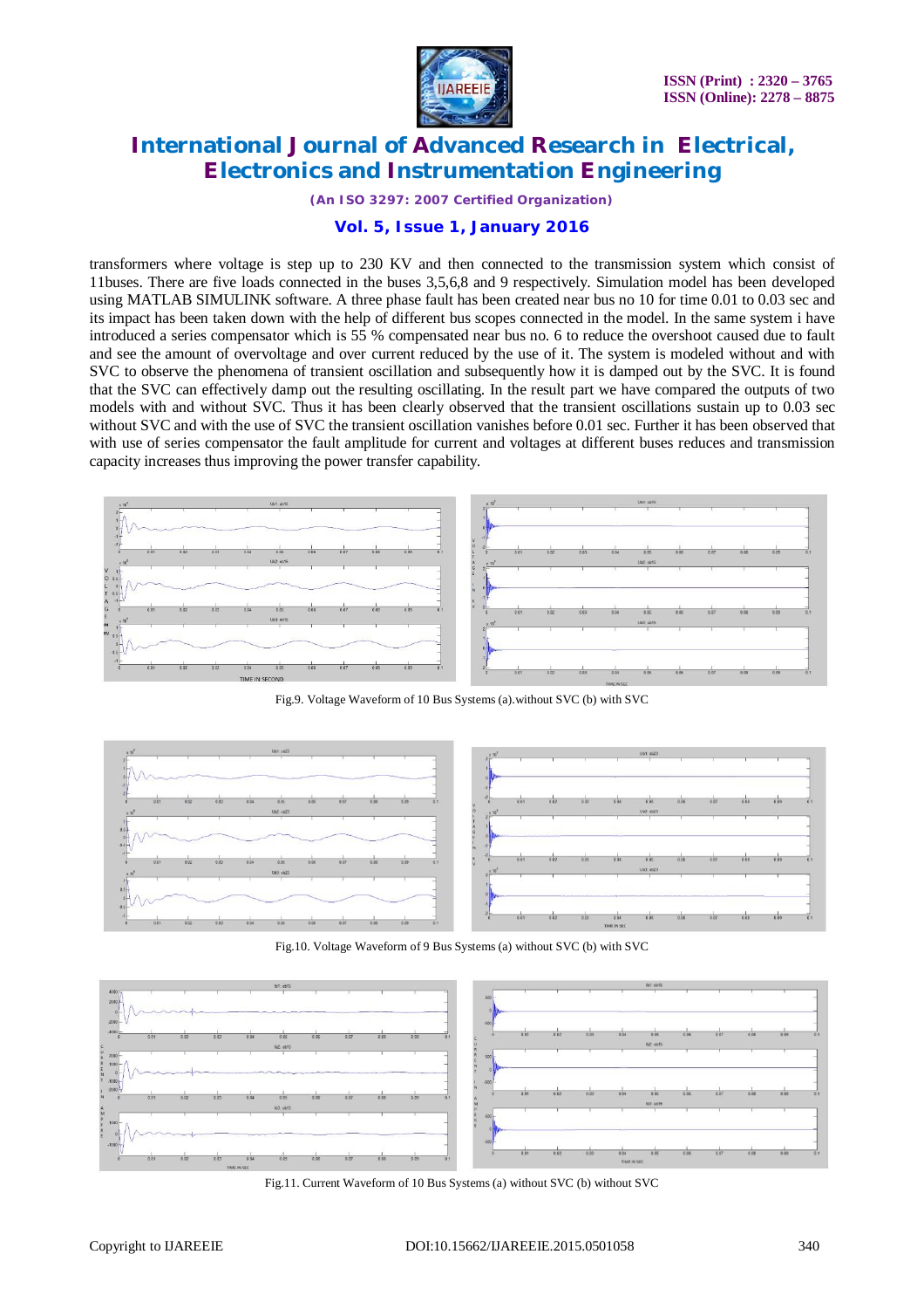transformers where voltage is step up to 230 KV and then connected to the transmission system which consist of 11buses. There are five loads connected in the buses 3,5,6,8 and 9 respectively. Simulation model has been developed using MATLAB SIMULINK software. A three phase fault has been created near bus no 10 for time 0.01 to 0.03 sec and its impact has been taken down with the help of different bus scopes connected in the model. In the same system i have introduced a series compensator which is 55 % compensated near bus no. 6 to reduce the overshoot caused due to fault and see the amount of overvoltage and over current reduced by the use of it. The system is modeled without and with SVC to observe the phenomena of transient oscillation and subsequently how it is damped out by the SVC. It is found that the SVC can effectively damp out the resulting oscillating. In the result part we have compared the outputs of two models with and without SVC. Thus it has been clearly observed that the transient oscillations sustain up to 0.03 sec without SVC and with the use of SVC the transient oscillation vanishes before 0.01 sec. Further it has been observed that with use of series compensator the fault amplitude for current and voltages at different buses reduces and transmission capacity increases thus improving the power transfer capability.

Fig.9. Voltage Waveform of 10 Bus Systems (a).without SVC (b) with SVC

Fig.10. Voltage Waveform of 9 Bus Systems (a) without SVC (b) with SVC

Fig.11. Current Waveform of 10 Bus Systems (a) without SVC (b) without SVC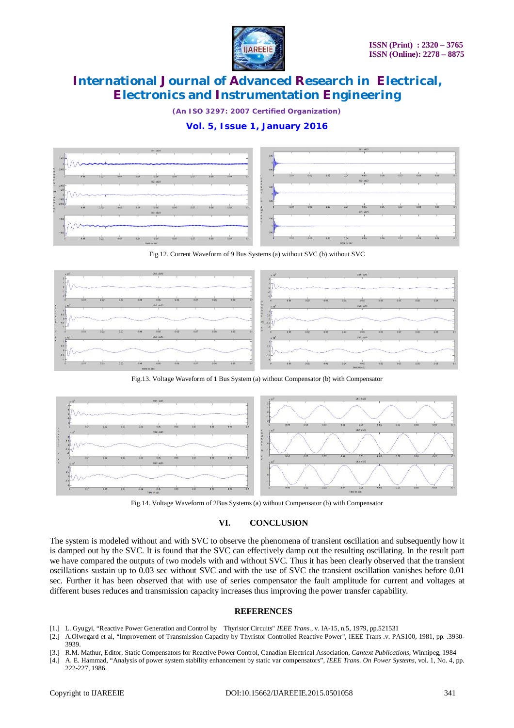Fig.12. Current Waveform of 9 Bus Systems (a) without SVC (b) without SVC

Fig.13. Voltage Waveform of 1 Bus System (a) without Compensator (b) with Compensator

Fig.14. Voltage Waveform of 2Bus Systems (a) without Compensator (b) with Compensator

## VI. CONCLUSION

The system is modeled without and with SVC to observe the phenomena of transient oscillation and subsequently how it is damped out by the SVC. It is found that the SVC can effectively damp out the resulting oscillating. In the result part we have compared the outputs of two models with and without SVC. Thus it has been clearly observed that the transient oscillations sustain up to 0.03 sec without SVC and with the use of SVC the transient oscillation vanishes before 0.01 sec. Further it has been observed that with use of series compensator the fault amplitude for current and voltages at different buses reduces and transmission capacity increases thus improving the power transfer capability.

## REFERENCES

[1.] L. Gyugyi, "Reactive Power Generation and Control by Thyristor Circuits" *IEEE Trans.*, v. IA-15, n.5, 1979, pp.521531

[2.] A.Olwegard et al, "Improvement of Transmission Capacity by Thyristor Controlled Reactive Power", IEEE Trans .v. PAS100, 1981, pp. .3930-3939.

[3.] R.M. Mathur, Editor, Static Compensators for Reactive Power Control, Canadian Electrical Association, *Cantext Publications*, Winnipeg, 1984

[4.] A. E. Hammad, "Analysis of power system stability enhancement by static var compensators", *IEEE Trans. On Power Systems*, vol. 1, No. 4, pp. 222-227, 1986.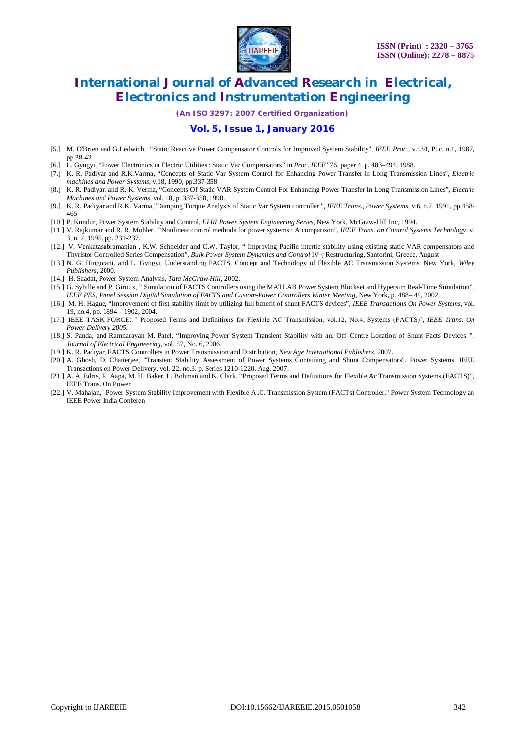[5.] M. O'Brien and G.Ledwich, "Static Reactive Power Compensator Controls for Improved System Stability", *IEEE Proc.*, v.134, Pt.c, n.1, 1987, pp.38-42

[6.] L. Gyugyi, "Power Electronics in Electric Utilities : Static Var Compensators" in *Proc. IEEE'* 76, paper 4, p. 483–494, 1988.

[7.] K. R. Padiyar and R.K.Varma, "Concepts of Static Var System Control for Enhancing Power Transfer in Long Transmission Lines", *Electric machines and Power Systems*, v.18, 1990, pp.337-358

[8.] K. R. Padiyar, and R. K. Verma, "Concepts Of Static VAR System Control For Enhancing Power Transfer In Long Transmission Lines", *Electric Machines and Power Systems*, vol. 18, p. 337-358, 1990.

[9.] K. R. Padiyar and R.K. Varma,"Damping Torque Analysis of Static Var System controller ", *IEEE Trans., Power Systems*, v.6, n.2, 1991, pp.458-465

[10.] P. Kundur, Power System Stability and Control, *EPRI Power System Engineering Series*, New York, McGraw-Hill Inc, 1994.

[11.] V. Rajkumar and R. R. Mohler , "Nonlinear control methods for power systems : A comparison", *IEEE Trans. on Control Systems Technology*, v. 3, n. 2, 1995, pp. 231-237.

[12.] V. Venkatasubramanian , K.W. Schneider and C.W. Taylor, " Improving Pacific intertie stability using existing static VAR compensators and Thyristor Controlled Series Compensation", *Bulk Power System Dynamics and Control* IV { Restructuring, Santorini, Greece, August

[13.] N. G. Hingorani, and L. Gyugyi, Understanding FACTS, Concept and Technology of Flexible AC Transmission Systems, New York, *Wiley Publishers*, 2000.

[14.] H. Saadat, Power System Analysis, *Tata McGraw-Hill*, 2002.

[15.] G. Sybille and P. Giroux, " Simulation of FACTS Controllers using the MATLAB Power System Blockset and Hypersim Real-Time Simulation", *IEEE PES, Panel Session Digital Simulation of FACTS and Custom-Power Controllers Winter Meeting*, New York, p. 488– 49, 2002.

[16.] M. H. Hague, "Improvement of first stability limit by utilizing full benefit of shunt FACTS devices", *IEEE Transactions On Power Systems*, vol. 19, no.4, pp. 1894 – 1902, 2004.

[17.] IEEE TASK FORCE: " Proposed Terms and Definitions for Flexible AC Transmission, vol.12, No.4, Systems (FACTS)", *IEEE Trans. On Power Delivery 2005.*

[18.] S. Panda, and Ramnarayan M. Patel, "Improving Power System Transient Stability with an. Off–Centre Location of Shunt Facts Devices ", *Journal of Electrical Engineering*, vol. 57, No. 6, 2006

[19.] K. R. Padiyar, FACTS Controllers in Power Transmission and Distribution, *New Age International Publishers*, 2007.

[20.] A. Ghosh, D. Chatterjee, "Transient Stability Assessment of Power Systems Containing and Shunt Compensators", Power Systems, IEEE Transactions on Power Delivery, vol. 22, no.3, p. Series 1210-1220, Aug. 2007.

[21.] A. A. Edris, R. Aapa, M. H. Baker, L. Bohman and K. Clark, "Proposed Terms and Definitions for Flexible Ac Transmission Systems (FACTS)", IEEE Trans. On Power

[22.] V. Mahajan, "Power System Stability Improvement with Flexible A .C. Transmission System (FACTs) Controller," Power System Technology an IEEE Power India Conferen